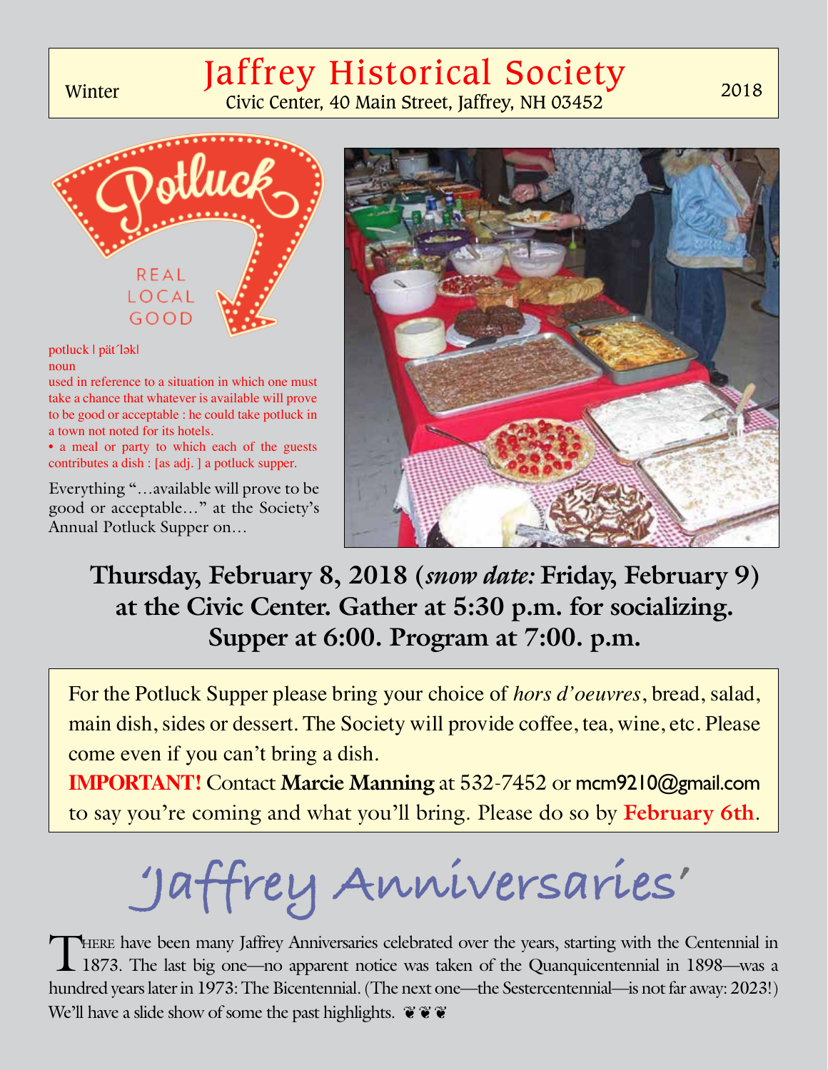Winter

# Jaffrey Historical Society

Civic Center, 40 Main Street, Jaffrey, NH 03452

2018

Potluck

REAL LOCAL GOOD

potluck | pät´lək|
noun
used in reference to a situation in which one must take a chance that whatever is available will prove to be good or acceptable : he could take potluck in a town not noted for its hotels.
• a meal or party to which each of the guests contributes a dish : [as adj. ] a potluck supper.

Everything "…available will prove to be good or acceptable…" at the Society's Annual Potluck Supper on…

**Thursday, February 8, 2018 (*snow date:* Friday, February 9) at the Civic Center. Gather at 5:30 p.m. for socializing. Supper at 6:00. Program at 7:00. p.m.**

For the Potluck Supper please bring your choice of *hors d'oeuvres*, bread, salad, main dish, sides or dessert. The Society will provide coffee, tea, wine, etc. Please come even if you can't bring a dish.
**IMPORTANT!** Contact **Marcie Manning** at 532-7452 or mcm9210@gmail.com to say you're coming and what you'll bring. Please do so by **February 6th**.

## 'Jaffrey Anniversaries'

There have been many Jaffrey Anniversaries celebrated over the years, starting with the Centennial in 1873. The last big one—no apparent notice was taken of the Quanquicentennial in 1898—was a hundred years later in 1973: The Bicentennial. (The next one—the Sestercentennial—is not far away: 2023!) We'll have a slide show of some the past highlights. ❦❦❦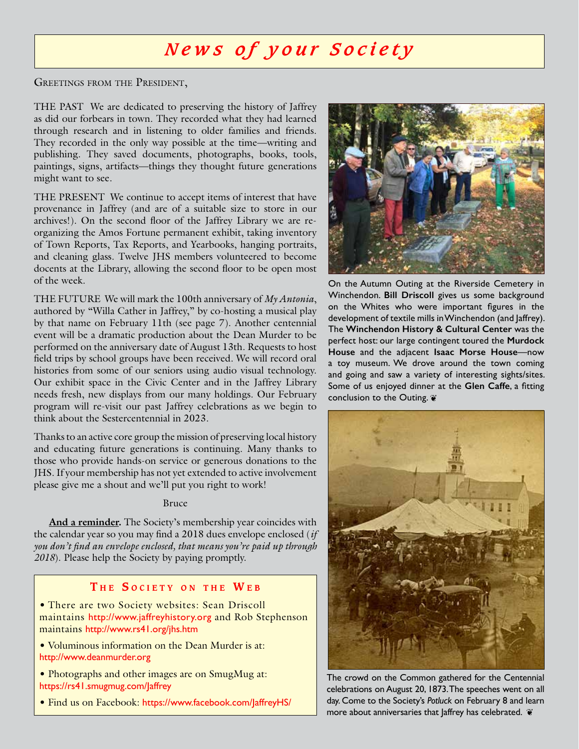# *News of your Society*

Greetings from the President,

THE PAST We are dedicated to preserving the history of Jaffrey as did our forbears in town. They recorded what they had learned through research and in listening to older families and friends. They recorded in the only way possible at the time—writing and publishing. They saved documents, photographs, books, tools, paintings, signs, artifacts—things they thought future generations might want to see.

THE PRESENT We continue to accept items of interest that have provenance in Jaffrey (and are of a suitable size to store in our archives!). On the second floor of the Jaffrey Library we are re-organizing the Amos Fortune permanent exhibit, taking inventory of Town Reports, Tax Reports, and Yearbooks, hanging portraits, and cleaning glass. Twelve JHS members volunteered to become docents at the Library, allowing the second floor to be open most of the week.

THE FUTURE We will mark the 100th anniversary of *My Antonia*, authored by "Willa Cather in Jaffrey," by co-hosting a musical play by that name on February 11th (see page 7). Another centennial event will be a dramatic production about the Dean Murder to be performed on the anniversary date of August 13th. Requests to host field trips by school groups have been received. We will record oral histories from some of our seniors using audio visual technology. Our exhibit space in the Civic Center and in the Jaffrey Library needs fresh, new displays from our many holdings. Our February program will re-visit our past Jaffrey celebrations as we begin to think about the Sestercentennial in 2023.

Thanks to an active core group the mission of preserving local history and educating future generations is continuing. Many thanks to those who provide hands-on service or generous donations to the JHS. If your membership has not yet extended to active involvement please give me a shout and we'll put you right to work!

Bruce

**And a reminder.** The Society's membership year coincides with the calendar year so you may find a 2018 dues envelope enclosed (*if you don't find an envelope enclosed, that means you're paid up through 2018*). Please help the Society by paying promptly.

## The Society on the Web

- There are two Society websites: Sean Driscoll maintains http://www.jaffreyhistory.org and Rob Stephenson maintains http://www.rs41.org/jhs.htm
- Voluminous information on the Dean Murder is at: http://www.deanmurder.org
- Photographs and other images are on SmugMug at: https://rs41.smugmug.com/Jaffrey
- Find us on Facebook: https://www.facebook.com/JaffreyHS/

On the Autumn Outing at the Riverside Cemetery in Winchendon. **Bill Driscoll** gives us some background on the Whites who were important figures in the development of textile mills in Winchendon (and Jaffrey). The **Winchendon History & Cultural Center** was the perfect host: our large contingent toured the **Murdock House** and the adjacent **Isaac Morse House**—now a toy museum. We drove around the town coming and going and saw a variety of interesting sights/sites. Some of us enjoyed dinner at the **Glen Caffe**, a fitting conclusion to the Outing. ❦

The crowd on the Common gathered for the Centennial celebrations on August 20, 1873. The speeches went on all day. Come to the Society's *Potluck* on February 8 and learn more about anniversaries that Jaffrey has celebrated. ❦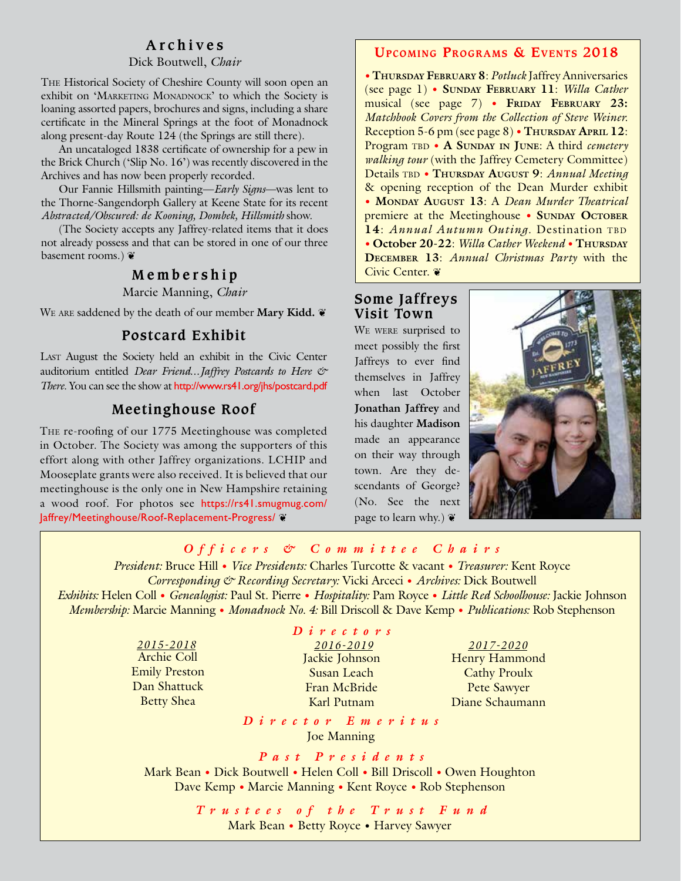## Archives

Dick Boutwell, *Chair*

The Historical Society of Cheshire County will soon open an exhibit on 'Marketing Monadnock' to which the Society is loaning assorted papers, brochures and signs, including a share certificate in the Mineral Springs at the foot of Monadnock along present-day Route 124 (the Springs are still there).

An uncataloged 1838 certificate of ownership for a pew in the Brick Church ('Slip No. 16') was recently discovered in the Archives and has now been properly recorded.

Our Fannie Hillsmith painting—*Early Signs*—was lent to the Thorne-Sangendorph Gallery at Keene State for its recent *Abstracted/Obscured: de Kooning, Dombek, Hillsmith* show.

(The Society accepts any Jaffrey-related items that it does not already possess and that can be stored in one of our three basement rooms.) ❦

## Membership

Marcie Manning, *Chair*

We are saddened by the death of our member **Mary Kidd.** ❦

## Postcard Exhibit

Last August the Society held an exhibit in the Civic Center auditorium entitled *Dear Friend…Jaffrey Postcards to Here & There.* You can see the show at http://www.rs41.org/jhs/postcard.pdf

## Meetinghouse Roof

The re-roofing of our 1775 Meetinghouse was completed in October. The Society was among the supporters of this effort along with other Jaffrey organizations. LCHIP and Mooseplate grants were also received. It is believed that our meetinghouse is the only one in New Hampshire retaining a wood roof. For photos see https://rs41.smugmug.com/Jaffrey/Meetinghouse/Roof-Replacement-Progress/ ❦

## Upcoming Programs & Events 2018

• **Thursday February 8**: *Potluck* Jaffrey Anniversaries (see page 1) • **Sunday February 11**: *Willa Cather* musical (see page 7) • **Friday February 23:** *Matchbook Covers from the Collection of Steve Weiner.* Reception 5-6 pm (see page 8) • **Thursday April 12**: Program TBD • **A Sunday in June**: A third *cemetery walking tour* (with the Jaffrey Cemetery Committee) Details TBD • **Thursday August 9**: *Annual Meeting* & opening reception of the Dean Murder exhibit • **Monday August 13**: A *Dean Murder Theatrical* premiere at the Meetinghouse • **Sunday October 14**: *Annual Autumn Outing.* Destination TBD • **October 20-22**: *Willa Cather Weekend* • **Thursday December 13**: *Annual Christmas Party* with the Civic Center. ❦

## Some Jaffreys Visit Town

We were surprised to meet possibly the first Jaffreys to ever find themselves in Jaffrey when last October **Jonathan Jaffrey** and his daughter **Madison** made an appearance on their way through town. Are they descendants of George? (No. See the next page to learn why.) ❦

### Officers & Committee Chairs

*President:* Bruce Hill • *Vice Presidents:* Charles Turcotte & vacant • *Treasurer:* Kent Royce
*Corresponding & Recording Secretary:* Vicki Arceci • *Archives:* Dick Boutwell
*Exhibits:* Helen Coll • *Genealogist:* Paul St. Pierre • *Hospitality:* Pam Royce • *Little Red Schoolhouse:* Jackie Johnson
*Membership:* Marcie Manning • *Monadnock No. 4:* Bill Driscoll & Dave Kemp • *Publications:* Rob Stephenson

### Directors

| 2015-2018 | 2016-2019 | 2017-2020 |
|---|---|---|
| Archie Coll | Jackie Johnson | Henry Hammond |
| Emily Preston | Susan Leach | Cathy Proulx |
| Dan Shattuck | Fran McBride | Pete Sawyer |
| Betty Shea | Karl Putnam | Diane Schaumann |

### Director Emeritus

Joe Manning

### Past Presidents

Mark Bean • Dick Boutwell • Helen Coll • Bill Driscoll • Owen Houghton
Dave Kemp • Marcie Manning • Kent Royce • Rob Stephenson

### Trustees of the Trust Fund

Mark Bean • Betty Royce • Harvey Sawyer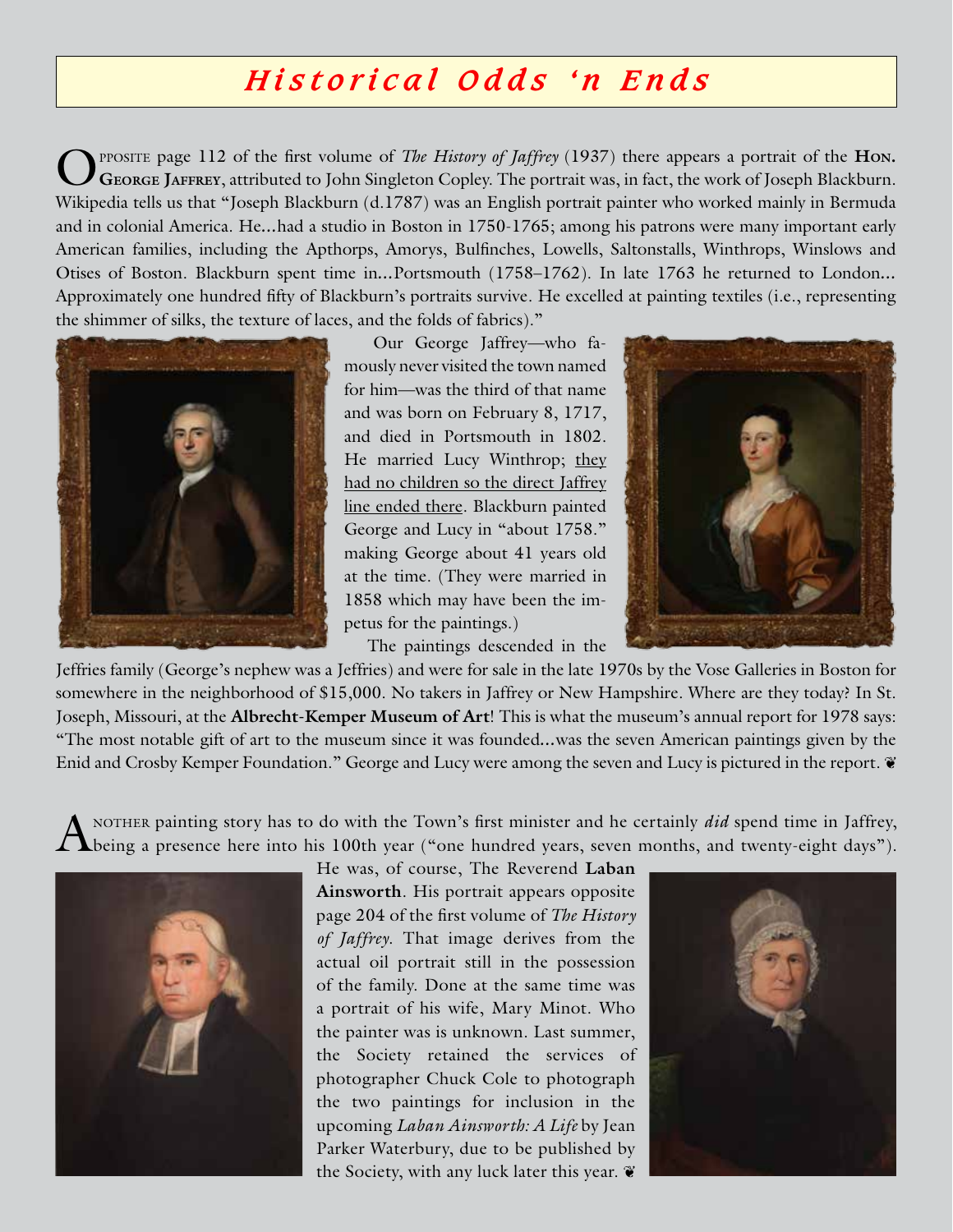# *Historical Odds 'n Ends*

Opposite page 112 of the first volume of *The History of Jaffrey* (1937) there appears a portrait of the **Hon. George Jaffrey**, attributed to John Singleton Copley. The portrait was, in fact, the work of Joseph Blackburn. Wikipedia tells us that "Joseph Blackburn (d.1787) was an English portrait painter who worked mainly in Bermuda and in colonial America. He...had a studio in Boston in 1750-1765; among his patrons were many important early American families, including the Apthorps, Amorys, Bulfinches, Lowells, Saltonstalls, Winthrops, Winslows and Otises of Boston. Blackburn spent time in...Portsmouth (1758–1762). In late 1763 he returned to London... Approximately one hundred fifty of Blackburn's portraits survive. He excelled at painting textiles (i.e., representing the shimmer of silks, the texture of laces, and the folds of fabrics)."

Our George Jaffrey—who famously never visited the town named for him—was the third of that name and was born on February 8, 1717, and died in Portsmouth in 1802. He married Lucy Winthrop; they had no children so the direct Jaffrey line ended there. Blackburn painted George and Lucy in "about 1758." making George about 41 years old at the time. (They were married in 1858 which may have been the impetus for the paintings.)

The paintings descended in the Jeffries family (George's nephew was a Jeffries) and were for sale in the late 1970s by the Vose Galleries in Boston for somewhere in the neighborhood of $15,000. No takers in Jaffrey or New Hampshire. Where are they today? In St. Joseph, Missouri, at the **Albrecht-Kemper Museum of Art**! This is what the museum's annual report for 1978 says: "The most notable gift of art to the museum since it was founded...was the seven American paintings given by the Enid and Crosby Kemper Foundation." George and Lucy were among the seven and Lucy is pictured in the report. ❦

Another painting story has to do with the Town's first minister and he certainly *did* spend time in Jaffrey, being a presence here into his 100th year ("one hundred years, seven months, and twenty-eight days"). He was, of course, The Reverend **Laban Ainsworth**. His portrait appears opposite page 204 of the first volume of *The History of Jaffrey*. That image derives from the actual oil portrait still in the possession of the family. Done at the same time was a portrait of his wife, Mary Minot. Who the painter was is unknown. Last summer, the Society retained the services of photographer Chuck Cole to photograph the two paintings for inclusion in the upcoming *Laban Ainsworth: A Life* by Jean Parker Waterbury, due to be published by the Society, with any luck later this year. ❦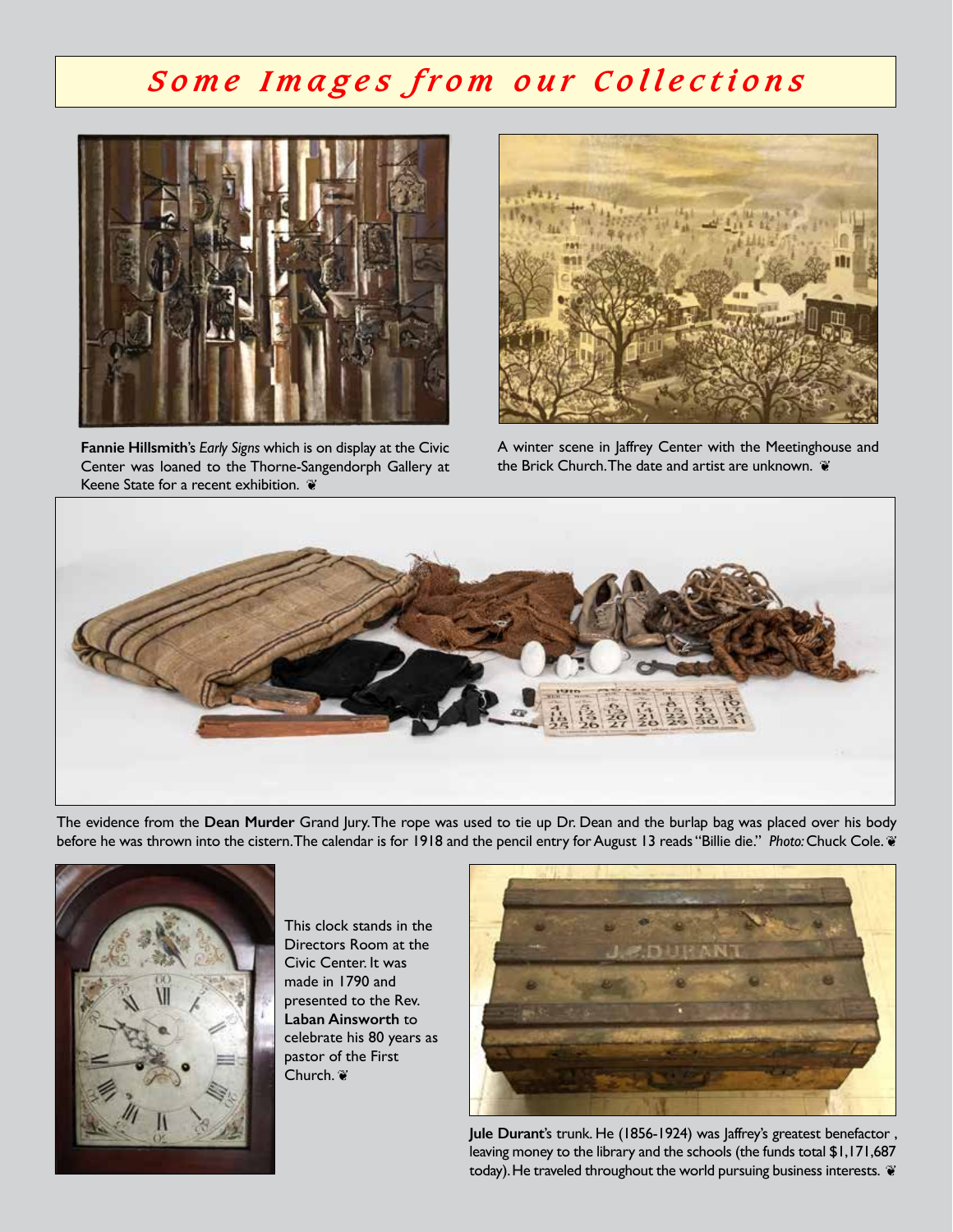# *Some Images from our Collections*

**Fannie Hillsmith**'s *Early Signs* which is on display at the Civic Center was loaned to the Thorne-Sangendorph Gallery at Keene State for a recent exhibition. ❦

A winter scene in Jaffrey Center with the Meetinghouse and the Brick Church. The date and artist are unknown. ❦

The evidence from the **Dean Murder** Grand Jury. The rope was used to tie up Dr. Dean and the burlap bag was placed over his body before he was thrown into the cistern. The calendar is for 1918 and the pencil entry for August 13 reads "Billie die." *Photo:* Chuck Cole. ❦

This clock stands in the Directors Room at the Civic Center. It was made in 1790 and presented to the Rev. **Laban Ainsworth** to celebrate his 80 years as pastor of the First Church. ❦

**Jule Durant**'s trunk. He (1856-1924) was Jaffrey's greatest benefactor , leaving money to the library and the schools (the funds total $1,171,687 today). He traveled throughout the world pursuing business interests. ❦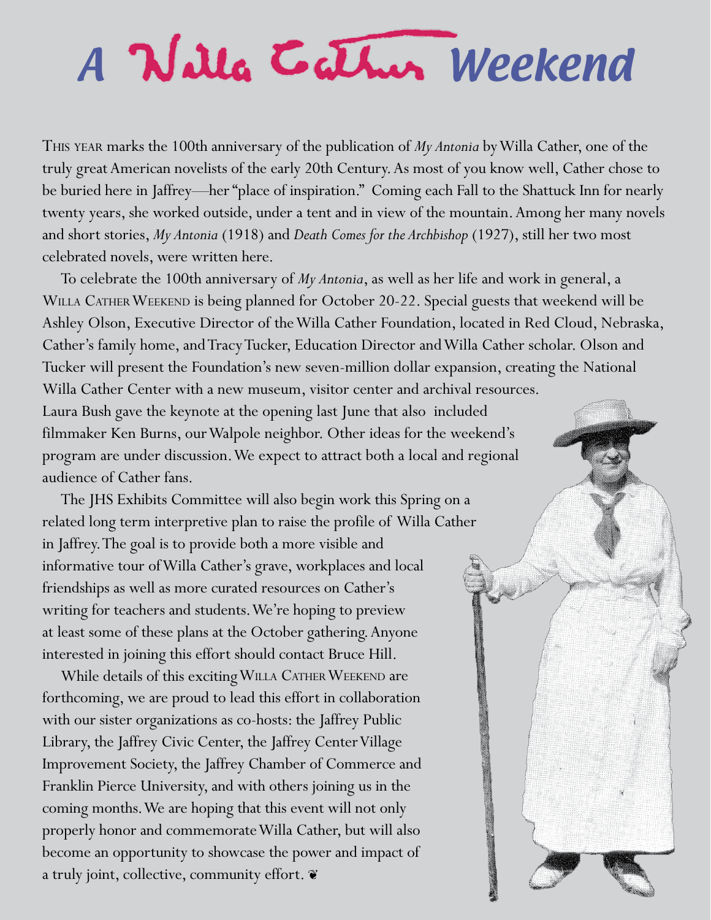# A Willa Cather Weekend

THIS YEAR marks the 100th anniversary of the publication of *My Antonia* by Willa Cather, one of the truly great American novelists of the early 20th Century. As most of you know well, Cather chose to be buried here in Jaffrey—her "place of inspiration." Coming each Fall to the Shattuck Inn for nearly twenty years, she worked outside, under a tent and in view of the mountain. Among her many novels and short stories, *My Antonia* (1918) and *Death Comes for the Archbishop* (1927), still her two most celebrated novels, were written here.

To celebrate the 100th anniversary of *My Antonia*, as well as her life and work in general, a WILLA CATHER WEEKEND is being planned for October 20-22. Special guests that weekend will be Ashley Olson, Executive Director of the Willa Cather Foundation, located in Red Cloud, Nebraska, Cather's family home, and Tracy Tucker, Education Director and Willa Cather scholar. Olson and Tucker will present the Foundation's new seven-million dollar expansion, creating the National Willa Cather Center with a new museum, visitor center and archival resources. Laura Bush gave the keynote at the opening last June that also included filmmaker Ken Burns, our Walpole neighbor. Other ideas for the weekend's program are under discussion. We expect to attract both a local and regional audience of Cather fans.

The JHS Exhibits Committee will also begin work this Spring on a related long term interpretive plan to raise the profile of Willa Cather in Jaffrey. The goal is to provide both a more visible and informative tour of Willa Cather's grave, workplaces and local friendships as well as more curated resources on Cather's writing for teachers and students. We're hoping to preview at least some of these plans at the October gathering. Anyone interested in joining this effort should contact Bruce Hill.

While details of this exciting WILLA CATHER WEEKEND are forthcoming, we are proud to lead this effort in collaboration with our sister organizations as co-hosts: the Jaffrey Public Library, the Jaffrey Civic Center, the Jaffrey Center Village Improvement Society, the Jaffrey Chamber of Commerce and Franklin Pierce University, and with others joining us in the coming months. We are hoping that this event will not only properly honor and commemorate Willa Cather, but will also become an opportunity to showcase the power and impact of a truly joint, collective, community effort. ❦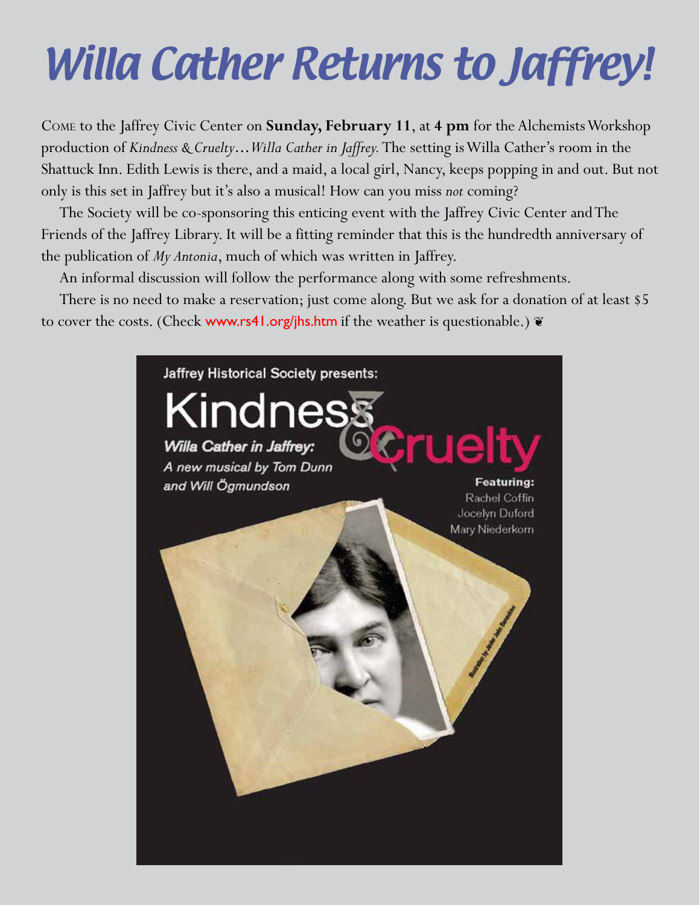# Willa Cather Returns to Jaffrey!

Come to the Jaffrey Civic Center on **Sunday, February 11**, at **4 pm** for the Alchemists Workshop production of *Kindness & Cruelty…Willa Cather in Jaffrey.* The setting is Willa Cather's room in the Shattuck Inn. Edith Lewis is there, and a maid, a local girl, Nancy, keeps popping in and out. But not only is this set in Jaffrey but it's also a musical! How can you miss *not* coming?

The Society will be co-sponsoring this enticing event with the Jaffrey Civic Center and The Friends of the Jaffrey Library. It will be a fitting reminder that this is the hundredth anniversary of the publication of *My Antonia*, much of which was written in Jaffrey.

An informal discussion will follow the performance along with some refreshments.

There is no need to make a reservation; just come along. But we ask for a donation of at least $5 to cover the costs. (Check www.rs41.org/jhs.htm if the weather is questionable.) ❦

Jaffrey Historical Society presents:

**Kindness & Cruelty**

*Willa Cather in Jaffrey:*
*A new musical by Tom Dunn and Will Ögmundson*

**Featuring:**
Rachel Coffin
Jocelyn Duford
Mary Niederkorn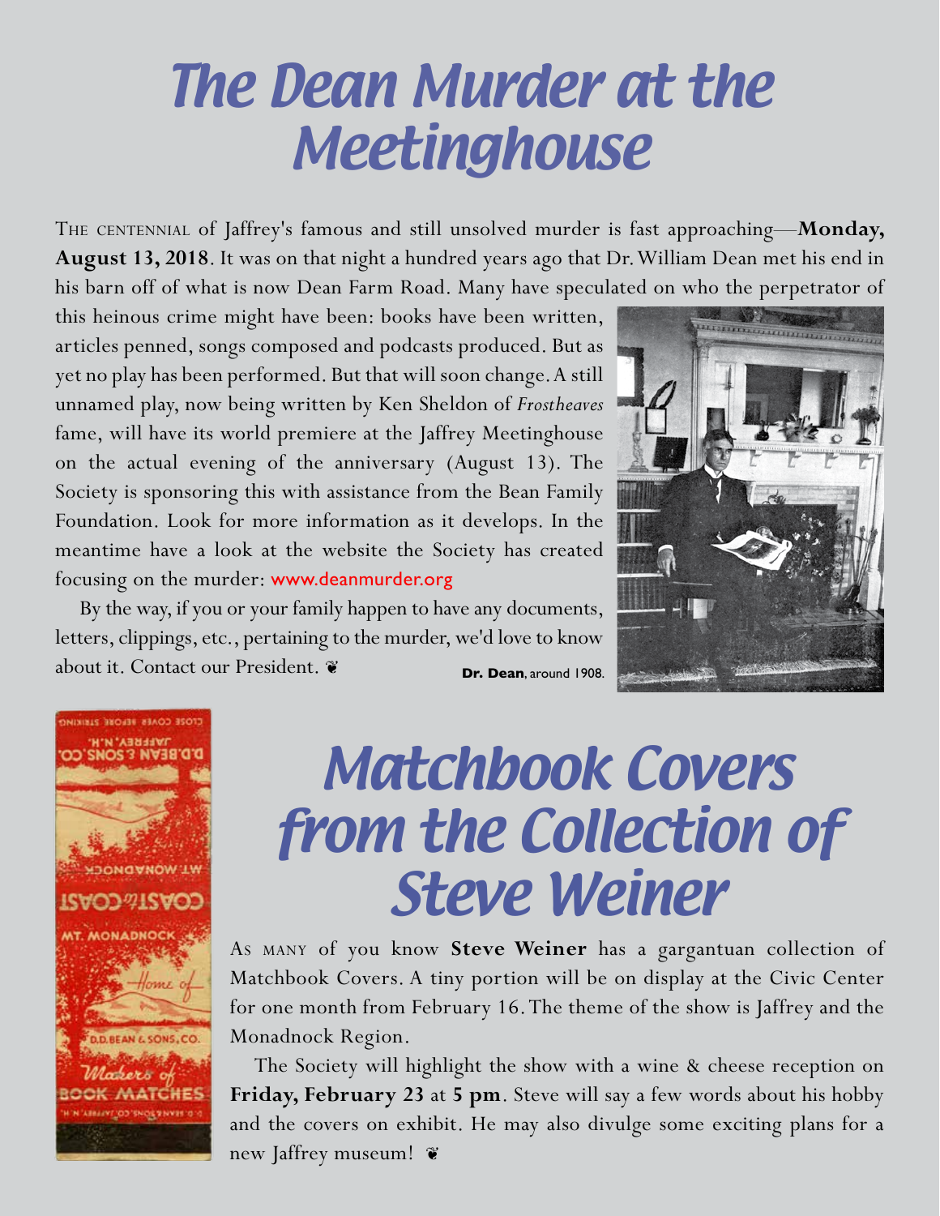# The Dean Murder at the Meetinghouse

THE CENTENNIAL of Jaffrey's famous and still unsolved murder is fast approaching—**Monday, August 13, 2018**. It was on that night a hundred years ago that Dr. William Dean met his end in his barn off of what is now Dean Farm Road. Many have speculated on who the perpetrator of this heinous crime might have been: books have been written, articles penned, songs composed and podcasts produced. But as yet no play has been performed. But that will soon change. A still unnamed play, now being written by Ken Sheldon of *Frostheaves* fame, will have its world premiere at the Jaffrey Meetinghouse on the actual evening of the anniversary (August 13). The Society is sponsoring this with assistance from the Bean Family Foundation. Look for more information as it develops. In the meantime have a look at the website the Society has created focusing on the murder: www.deanmurder.org

By the way, if you or your family happen to have any documents, letters, clippings, etc., pertaining to the murder, we'd love to know about it. Contact our President. ❦

**Dr. Dean**, around 1908.

# Matchbook Covers from the Collection of Steve Weiner

AS MANY of you know **Steve Weiner** has a gargantuan collection of Matchbook Covers. A tiny portion will be on display at the Civic Center for one month from February 16. The theme of the show is Jaffrey and the Monadnock Region.

The Society will highlight the show with a wine & cheese reception on **Friday, February 23** at **5 pm**. Steve will say a few words about his hobby and the covers on exhibit. He may also divulge some exciting plans for a new Jaffrey museum! ❦